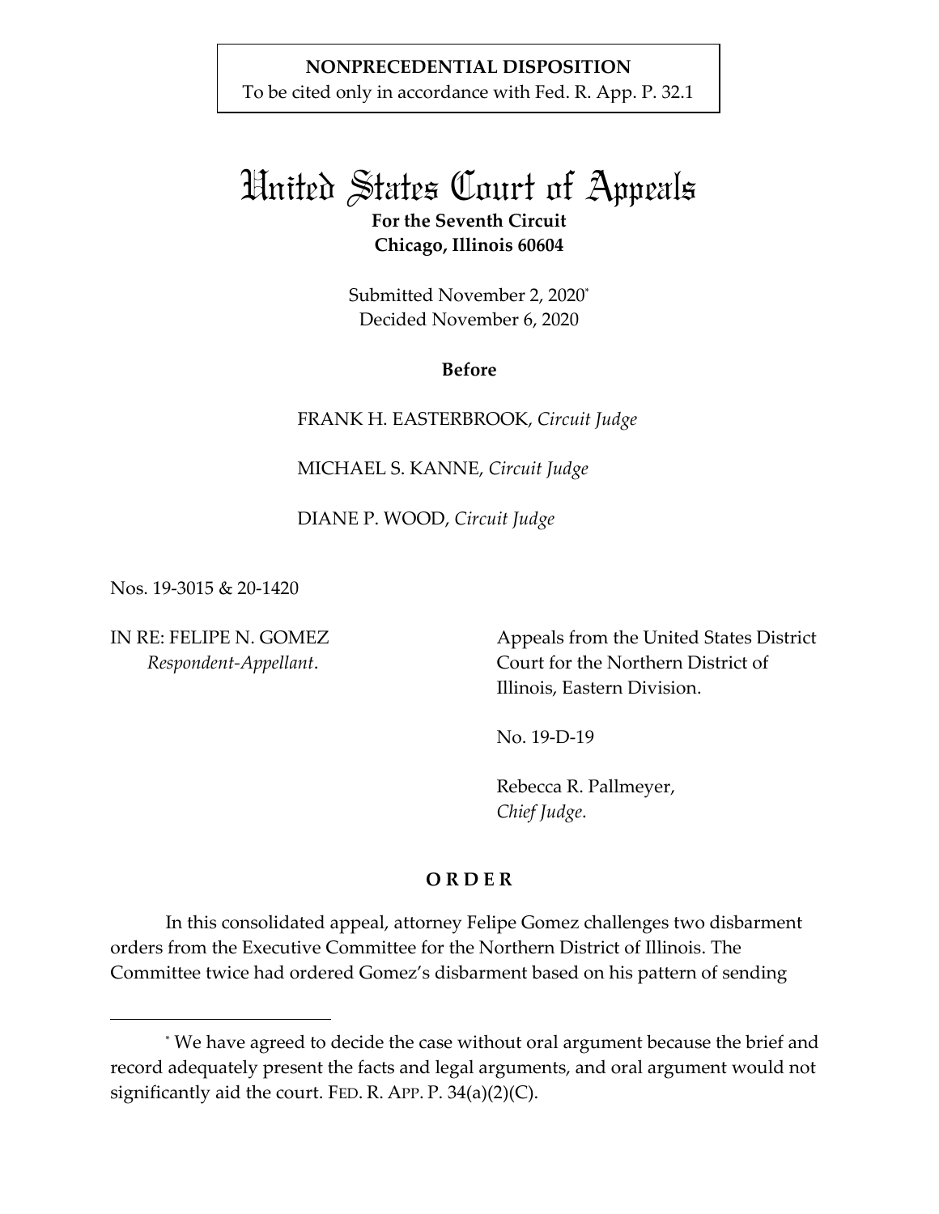**NONPRECEDENTIAL DISPOSITION**
To be cited only in accordance with Fed. R. App. P. 32.1

# United States Court of Appeals

**For the Seventh Circuit**
**Chicago, Illinois 60604**

Submitted November 2, 2020*
Decided November 6, 2020

**Before**

FRANK H. EASTERBROOK, *Circuit Judge*

MICHAEL S. KANNE, *Circuit Judge*

DIANE P. WOOD, *Circuit Judge*

Nos. 19-3015 & 20-1420

IN RE: FELIPE N. GOMEZ
*Respondent-Appellant*.

Appeals from the United States District Court for the Northern District of Illinois, Eastern Division.

No. 19-D-19

Rebecca R. Pallmeyer,
*Chief Judge*.

**O R D E R**

In this consolidated appeal, attorney Felipe Gomez challenges two disbarment orders from the Executive Committee for the Northern District of Illinois. The Committee twice had ordered Gomez's disbarment based on his pattern of sending

* We have agreed to decide the case without oral argument because the brief and record adequately present the facts and legal arguments, and oral argument would not significantly aid the court. FED. R. APP. P. 34(a)(2)(C).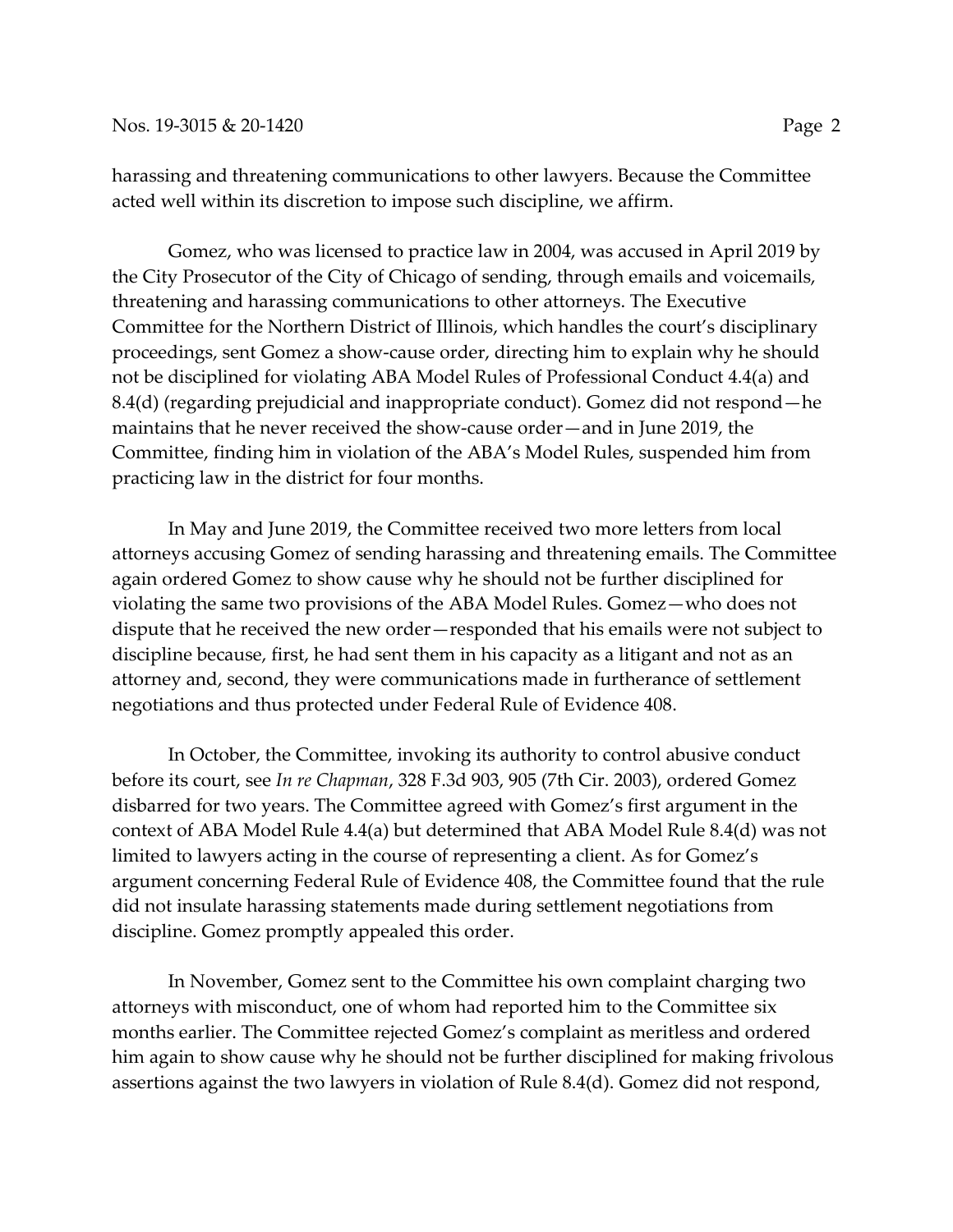harassing and threatening communications to other lawyers. Because the Committee acted well within its discretion to impose such discipline, we affirm.

Gomez, who was licensed to practice law in 2004, was accused in April 2019 by the City Prosecutor of the City of Chicago of sending, through emails and voicemails, threatening and harassing communications to other attorneys. The Executive Committee for the Northern District of Illinois, which handles the court's disciplinary proceedings, sent Gomez a show-cause order, directing him to explain why he should not be disciplined for violating ABA Model Rules of Professional Conduct 4.4(a) and 8.4(d) (regarding prejudicial and inappropriate conduct). Gomez did not respond—he maintains that he never received the show-cause order—and in June 2019, the Committee, finding him in violation of the ABA's Model Rules, suspended him from practicing law in the district for four months.

In May and June 2019, the Committee received two more letters from local attorneys accusing Gomez of sending harassing and threatening emails. The Committee again ordered Gomez to show cause why he should not be further disciplined for violating the same two provisions of the ABA Model Rules. Gomez—who does not dispute that he received the new order—responded that his emails were not subject to discipline because, first, he had sent them in his capacity as a litigant and not as an attorney and, second, they were communications made in furtherance of settlement negotiations and thus protected under Federal Rule of Evidence 408.

In October, the Committee, invoking its authority to control abusive conduct before its court, see *In re Chapman*, 328 F.3d 903, 905 (7th Cir. 2003), ordered Gomez disbarred for two years. The Committee agreed with Gomez's first argument in the context of ABA Model Rule 4.4(a) but determined that ABA Model Rule 8.4(d) was not limited to lawyers acting in the course of representing a client. As for Gomez's argument concerning Federal Rule of Evidence 408, the Committee found that the rule did not insulate harassing statements made during settlement negotiations from discipline. Gomez promptly appealed this order.

In November, Gomez sent to the Committee his own complaint charging two attorneys with misconduct, one of whom had reported him to the Committee six months earlier. The Committee rejected Gomez's complaint as meritless and ordered him again to show cause why he should not be further disciplined for making frivolous assertions against the two lawyers in violation of Rule 8.4(d). Gomez did not respond,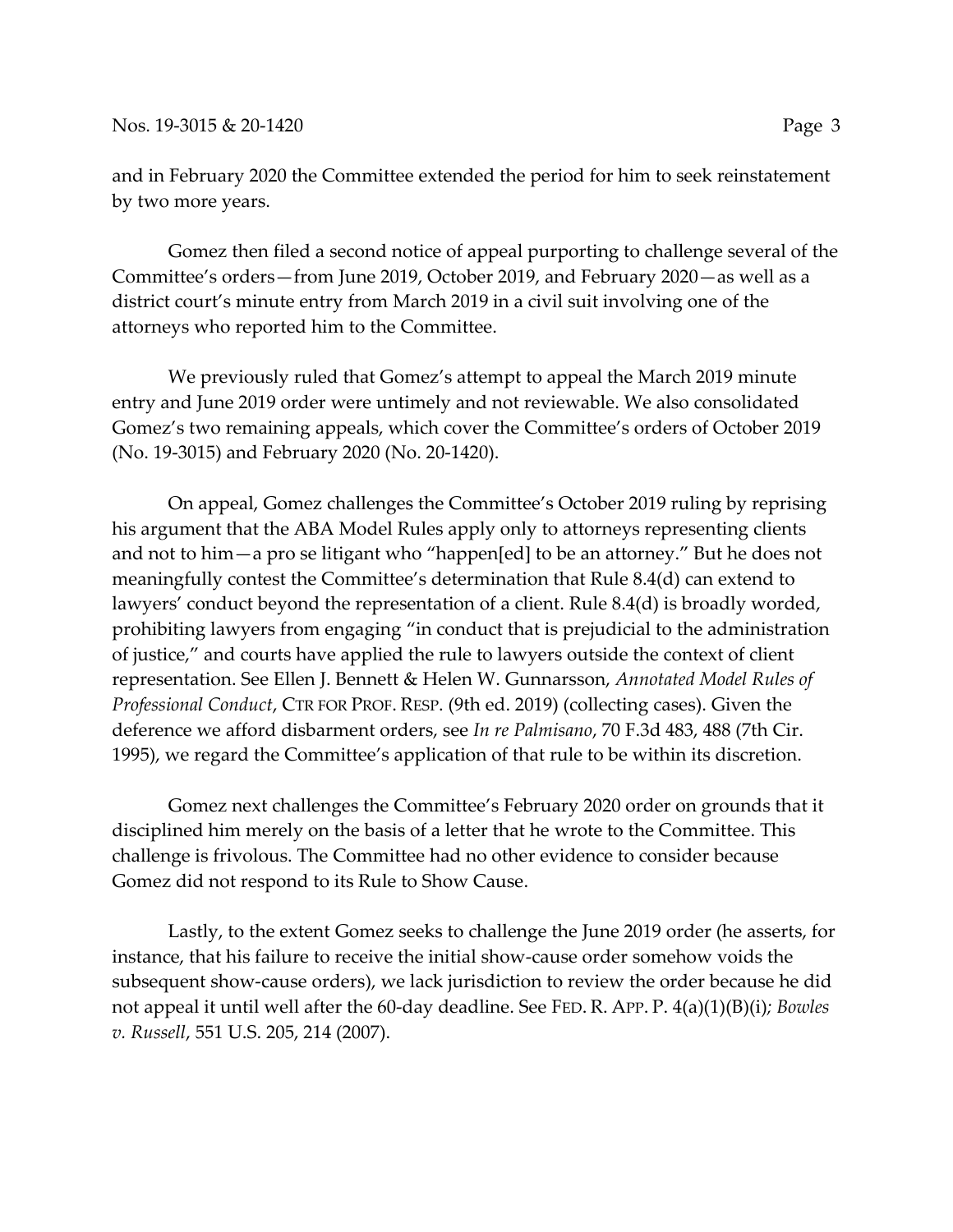and in February 2020 the Committee extended the period for him to seek reinstatement by two more years.

Gomez then filed a second notice of appeal purporting to challenge several of the Committee's orders—from June 2019, October 2019, and February 2020—as well as a district court's minute entry from March 2019 in a civil suit involving one of the attorneys who reported him to the Committee.

We previously ruled that Gomez's attempt to appeal the March 2019 minute entry and June 2019 order were untimely and not reviewable. We also consolidated Gomez's two remaining appeals, which cover the Committee's orders of October 2019 (No. 19-3015) and February 2020 (No. 20-1420).

On appeal, Gomez challenges the Committee's October 2019 ruling by reprising his argument that the ABA Model Rules apply only to attorneys representing clients and not to him—a pro se litigant who "happen[ed] to be an attorney." But he does not meaningfully contest the Committee's determination that Rule 8.4(d) can extend to lawyers' conduct beyond the representation of a client. Rule 8.4(d) is broadly worded, prohibiting lawyers from engaging "in conduct that is prejudicial to the administration of justice," and courts have applied the rule to lawyers outside the context of client representation. See Ellen J. Bennett & Helen W. Gunnarsson, *Annotated Model Rules of Professional Conduct*, CTR FOR PROF. RESP. (9th ed. 2019) (collecting cases). Given the deference we afford disbarment orders, see *In re Palmisano*, 70 F.3d 483, 488 (7th Cir. 1995), we regard the Committee's application of that rule to be within its discretion.

Gomez next challenges the Committee's February 2020 order on grounds that it disciplined him merely on the basis of a letter that he wrote to the Committee. This challenge is frivolous. The Committee had no other evidence to consider because Gomez did not respond to its Rule to Show Cause.

Lastly, to the extent Gomez seeks to challenge the June 2019 order (he asserts, for instance, that his failure to receive the initial show-cause order somehow voids the subsequent show-cause orders), we lack jurisdiction to review the order because he did not appeal it until well after the 60-day deadline. See FED. R. APP. P. 4(a)(1)(B)(i); *Bowles v. Russell*, 551 U.S. 205, 214 (2007).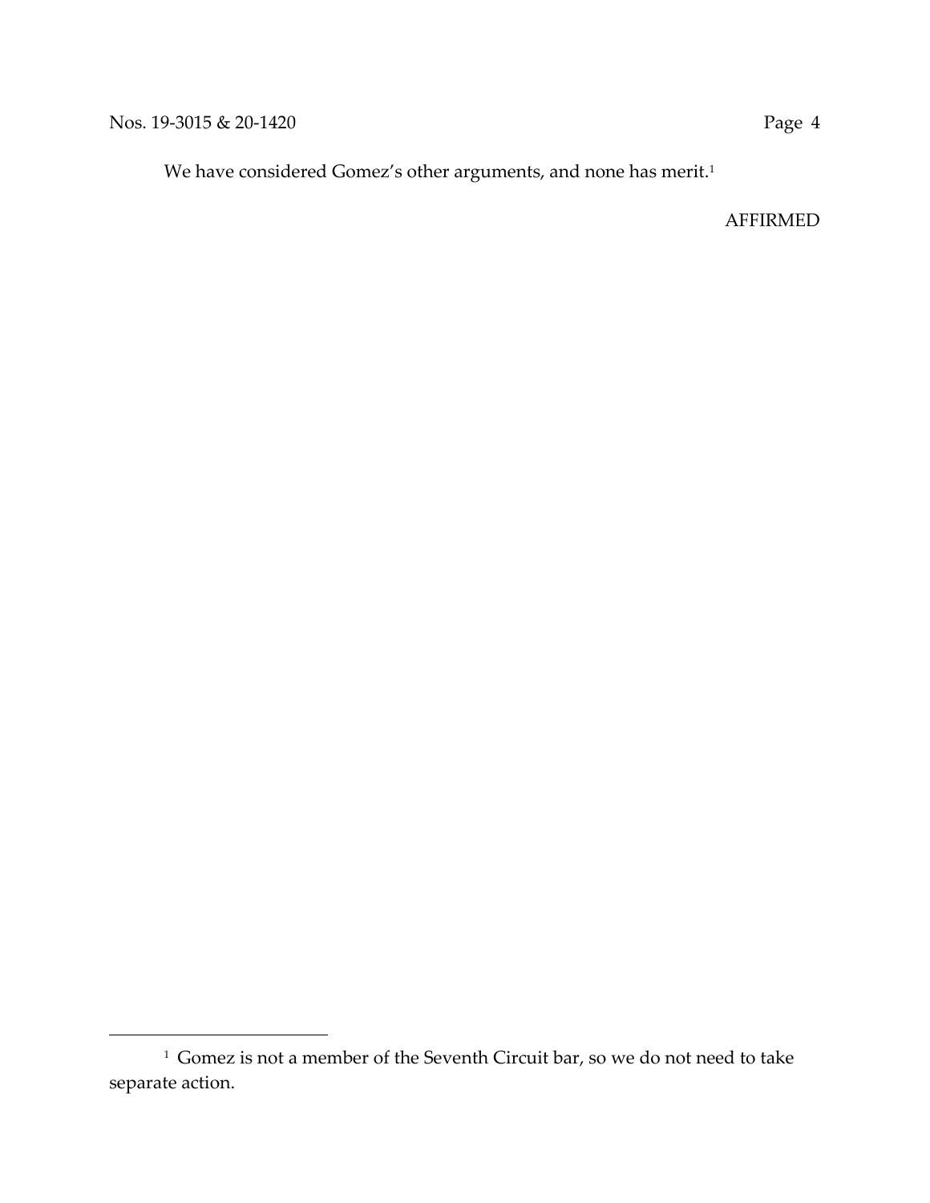We have considered Gomez's other arguments, and none has merit.[1]

AFFIRMED

[1] Gomez is not a member of the Seventh Circuit bar, so we do not need to take separate action.